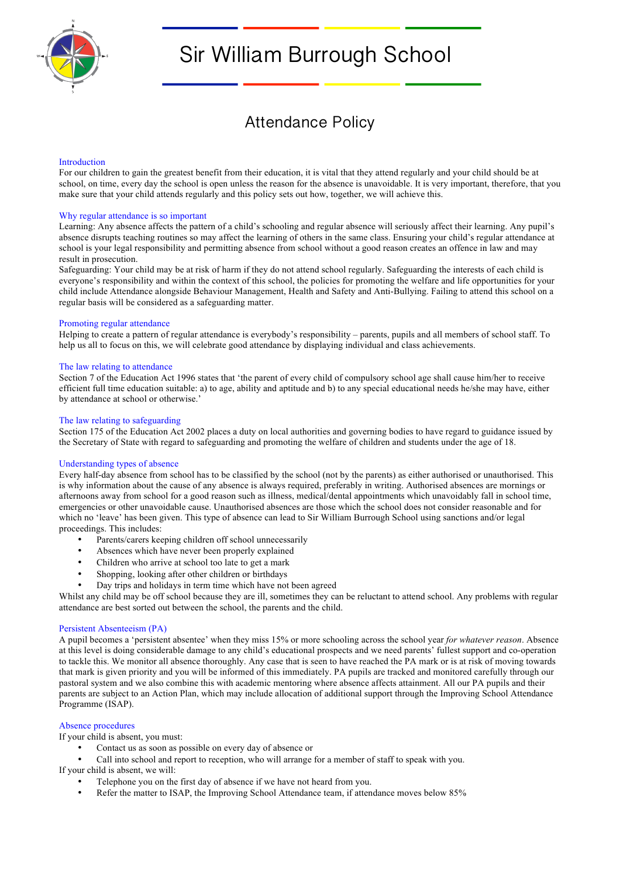# Sir William Burrough School

## Attendance Policy

### Introduction

For our children to gain the greatest benefit from their education, it is vital that they attend regularly and your child should be at school, on time, every day the school is open unless the reason for the absence is unavoidable. It is very important, therefore, that you make sure that your child attends regularly and this policy sets out how, together, we will achieve this.

### Why regular attendance is so important

Learning: Any absence affects the pattern of a child's schooling and regular absence will seriously affect their learning. Any pupil's absence disrupts teaching routines so may affect the learning of others in the same class. Ensuring your child's regular attendance at school is your legal responsibility and permitting absence from school without a good reason creates an offence in law and may result in prosecution.

Safeguarding: Your child may be at risk of harm if they do not attend school regularly. Safeguarding the interests of each child is everyone's responsibility and within the context of this school, the policies for promoting the welfare and life opportunities for your child include Attendance alongside Behaviour Management, Health and Safety and Anti-Bullying. Failing to attend this school on a regular basis will be considered as a safeguarding matter.

### Promoting regular attendance

Helping to create a pattern of regular attendance is everybody's responsibility – parents, pupils and all members of school staff. To help us all to focus on this, we will celebrate good attendance by displaying individual and class achievements.

### The law relating to attendance

Section 7 of the Education Act 1996 states that 'the parent of every child of compulsory school age shall cause him/her to receive efficient full time education suitable: a) to age, ability and aptitude and b) to any special educational needs he/she may have, either by attendance at school or otherwise.'

### The law relating to safeguarding

Section 175 of the Education Act 2002 places a duty on local authorities and governing bodies to have regard to guidance issued by the Secretary of State with regard to safeguarding and promoting the welfare of children and students under the age of 18.

### Understanding types of absence

Every half-day absence from school has to be classified by the school (not by the parents) as either authorised or unauthorised. This is why information about the cause of any absence is always required, preferably in writing. Authorised absences are mornings or afternoons away from school for a good reason such as illness, medical/dental appointments which unavoidably fall in school time, emergencies or other unavoidable cause. Unauthorised absences are those which the school does not consider reasonable and for which no 'leave' has been given. This type of absence can lead to Sir William Burrough School using sanctions and/or legal proceedings. This includes:

- Parents/carers keeping children off school unnecessarily
- Absences which have never been properly explained
- Children who arrive at school too late to get a mark
- Shopping, looking after other children or birthdays
- Day trips and holidays in term time which have not been agreed

Whilst any child may be off school because they are ill, sometimes they can be reluctant to attend school. Any problems with regular attendance are best sorted out between the school, the parents and the child.

### Persistent Absenteeism (PA)

A pupil becomes a 'persistent absentee' when they miss 15% or more schooling across the school year *for whatever reason*. Absence at this level is doing considerable damage to any child's educational prospects and we need parents' fullest support and co-operation to tackle this. We monitor all absence thoroughly. Any case that is seen to have reached the PA mark or is at risk of moving towards that mark is given priority and you will be informed of this immediately. PA pupils are tracked and monitored carefully through our pastoral system and we also combine this with academic mentoring where absence affects attainment. All our PA pupils and their parents are subject to an Action Plan, which may include allocation of additional support through the Improving School Attendance Programme (ISAP).

### Absence procedures

If your child is absent, you must:

- Contact us as soon as possible on every day of absence or
- Call into school and report to reception, who will arrange for a member of staff to speak with you.

If your child is absent, we will:

- Telephone you on the first day of absence if we have not heard from you.
- Refer the matter to ISAP, the Improving School Attendance team, if attendance moves below 85%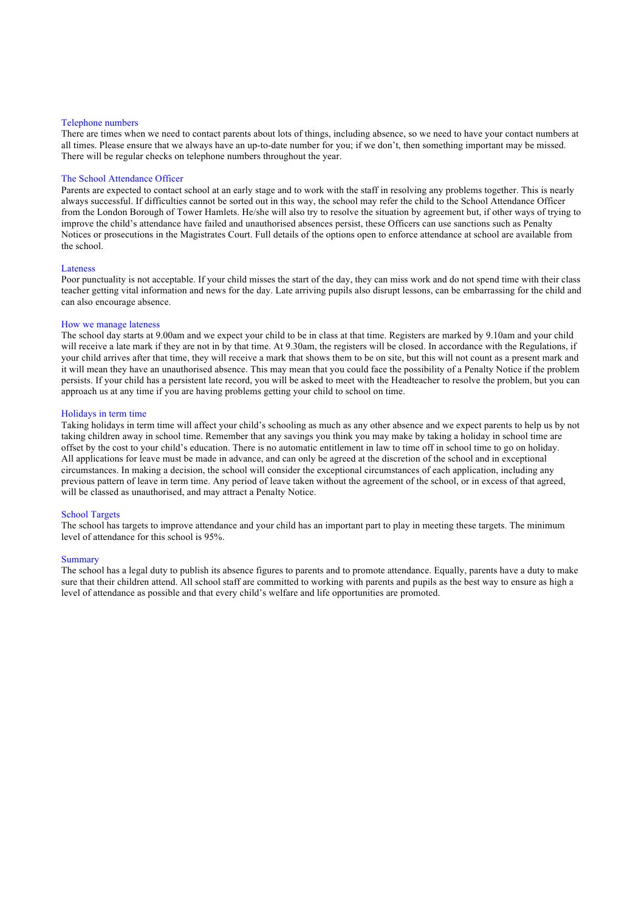## Telephone numbers

There are times when we need to contact parents about lots of things, including absence, so we need to have your contact numbers at all times. Please ensure that we always have an up-to-date number for you; if we don't, then something important may be missed. There will be regular checks on telephone numbers throughout the year.

## The School Attendance Officer

Parents are expected to contact school at an early stage and to work with the staff in resolving any problems together. This is nearly always successful. If difficulties cannot be sorted out in this way, the school may refer the child to the School Attendance Officer from the London Borough of Tower Hamlets. He/she will also try to resolve the situation by agreement but, if other ways of trying to improve the child's attendance have failed and unauthorised absences persist, these Officers can use sanctions such as Penalty Notices or prosecutions in the Magistrates Court. Full details of the options open to enforce attendance at school are available from the school.

## Lateness

Poor punctuality is not acceptable. If your child misses the start of the day, they can miss work and do not spend time with their class teacher getting vital information and news for the day. Late arriving pupils also disrupt lessons, can be embarrassing for the child and can also encourage absence.

## How we manage lateness

The school day starts at 9.00am and we expect your child to be in class at that time. Registers are marked by 9.10am and your child will receive a late mark if they are not in by that time. At 9.30am, the registers will be closed. In accordance with the Regulations, if your child arrives after that time, they will receive a mark that shows them to be on site, but this will not count as a present mark and it will mean they have an unauthorised absence. This may mean that you could face the possibility of a Penalty Notice if the problem persists. If your child has a persistent late record, you will be asked to meet with the Headteacher to resolve the problem, but you can approach us at any time if you are having problems getting your child to school on time.

## Holidays in term time

Taking holidays in term time will affect your child's schooling as much as any other absence and we expect parents to help us by not taking children away in school time. Remember that any savings you think you may make by taking a holiday in school time are offset by the cost to your child's education. There is no automatic entitlement in law to time off in school time to go on holiday. All applications for leave must be made in advance, and can only be agreed at the discretion of the school and in exceptional circumstances. In making a decision, the school will consider the exceptional circumstances of each application, including any previous pattern of leave in term time. Any period of leave taken without the agreement of the school, or in excess of that agreed, will be classed as unauthorised, and may attract a Penalty Notice.

## School Targets

The school has targets to improve attendance and your child has an important part to play in meeting these targets. The minimum level of attendance for this school is 95%.

## Summary

The school has a legal duty to publish its absence figures to parents and to promote attendance. Equally, parents have a duty to make sure that their children attend. All school staff are committed to working with parents and pupils as the best way to ensure as high a level of attendance as possible and that every child's welfare and life opportunities are promoted.